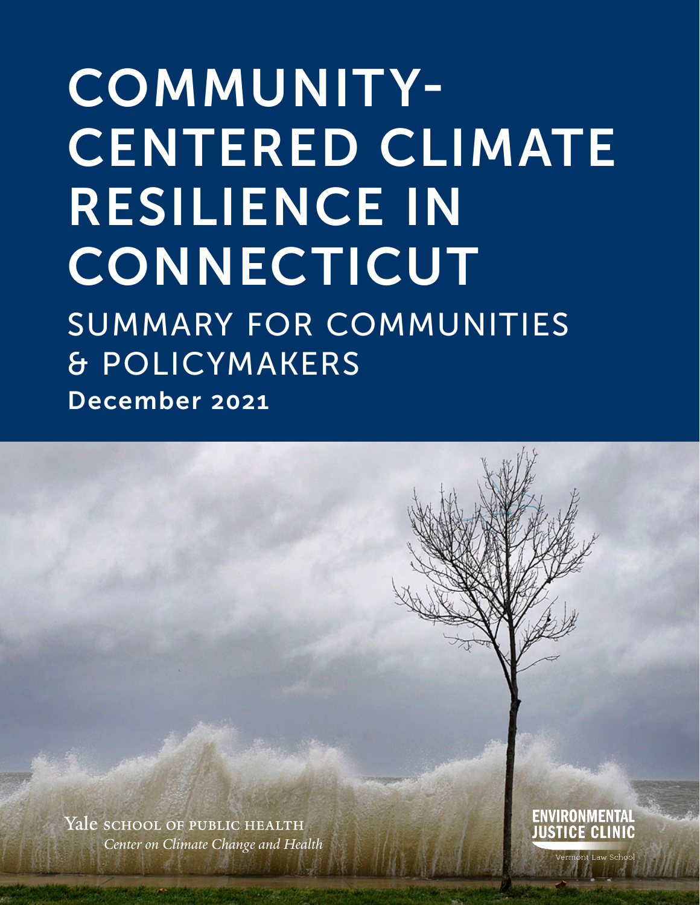# COMMUNITY-CENTERED CLIMATE RESILIENCE IN CONNECTICUT

## SUMMARY FOR COMMUNITIES & POLICYMAKERS

**December 2021**

Yale SCHOOL OF PUBLIC HEALTH
*Center on Climate Change and Health*

ENVIRONMENTAL JUSTICE CLINIC
Vermont Law School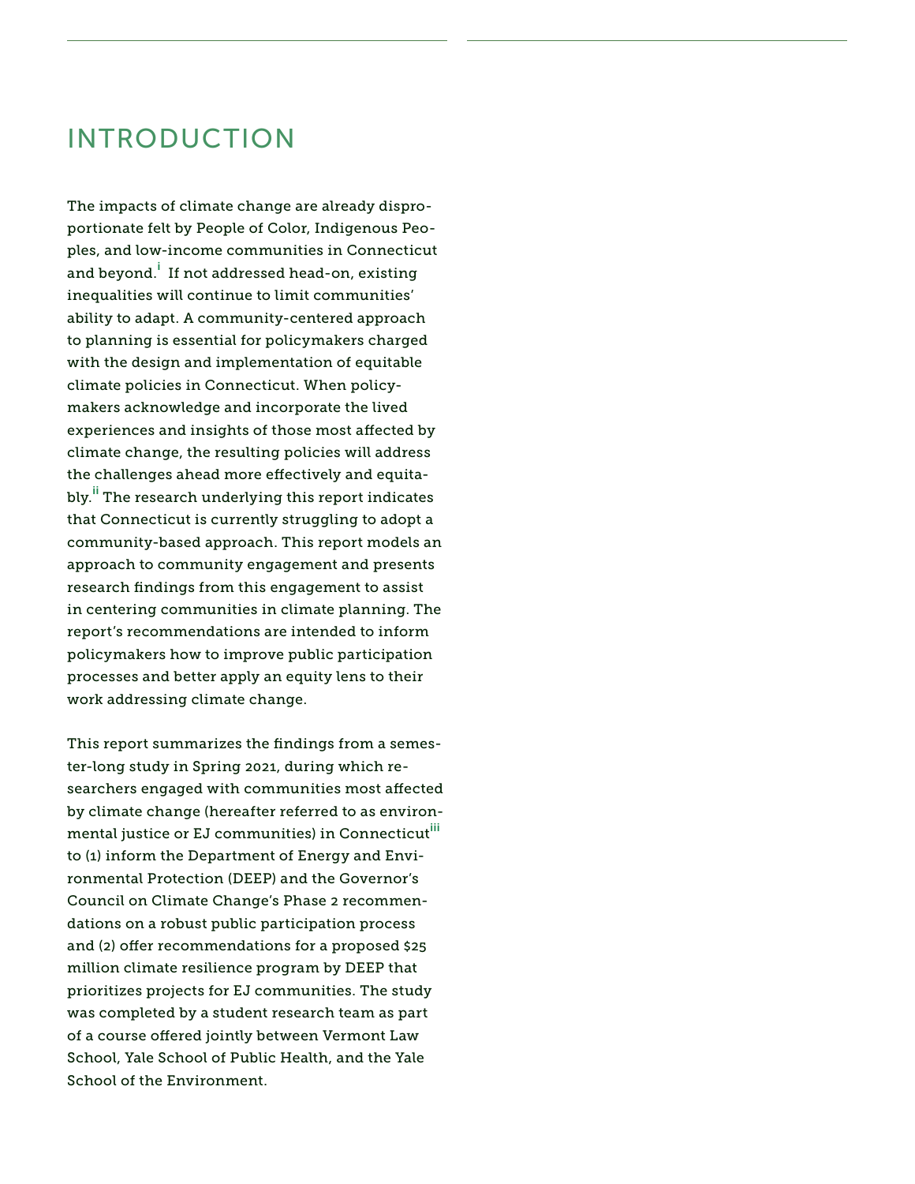# INTRODUCTION

The impacts of climate change are already disproportionate felt by People of Color, Indigenous Peoples, and low-income communities in Connecticut and beyond.[i] If not addressed head-on, existing inequalities will continue to limit communities' ability to adapt. A community-centered approach to planning is essential for policymakers charged with the design and implementation of equitable climate policies in Connecticut. When policymakers acknowledge and incorporate the lived experiences and insights of those most affected by climate change, the resulting policies will address the challenges ahead more effectively and equitably.[ii] The research underlying this report indicates that Connecticut is currently struggling to adopt a community-based approach. This report models an approach to community engagement and presents research findings from this engagement to assist in centering communities in climate planning. The report's recommendations are intended to inform policymakers how to improve public participation processes and better apply an equity lens to their work addressing climate change.

This report summarizes the findings from a semester-long study in Spring 2021, during which researchers engaged with communities most affected by climate change (hereafter referred to as environmental justice or EJ communities) in Connecticut[iii] to (1) inform the Department of Energy and Environmental Protection (DEEP) and the Governor's Council on Climate Change's Phase 2 recommendations on a robust public participation process and (2) offer recommendations for a proposed $25 million climate resilience program by DEEP that prioritizes projects for EJ communities. The study was completed by a student research team as part of a course offered jointly between Vermont Law School, Yale School of Public Health, and the Yale School of the Environment.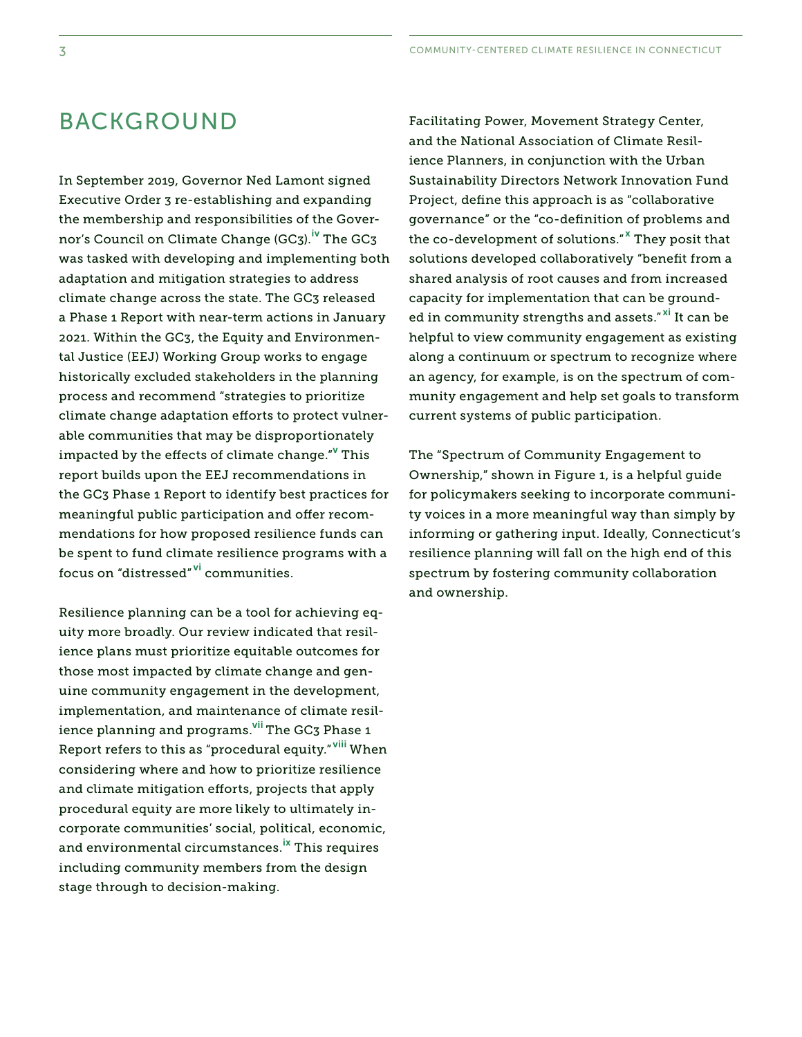# BACKGROUND

In September 2019, Governor Ned Lamont signed Executive Order 3 re-establishing and expanding the membership and responsibilities of the Governor's Council on Climate Change (GC3).[iv] The GC3 was tasked with developing and implementing both adaptation and mitigation strategies to address climate change across the state. The GC3 released a Phase 1 Report with near-term actions in January 2021. Within the GC3, the Equity and Environmental Justice (EEJ) Working Group works to engage historically excluded stakeholders in the planning process and recommend "strategies to prioritize climate change adaptation efforts to protect vulnerable communities that may be disproportionately impacted by the effects of climate change."[v] This report builds upon the EEJ recommendations in the GC3 Phase 1 Report to identify best practices for meaningful public participation and offer recommendations for how proposed resilience funds can be spent to fund climate resilience programs with a focus on "distressed"[vi] communities.

Resilience planning can be a tool for achieving equity more broadly. Our review indicated that resilience plans must prioritize equitable outcomes for those most impacted by climate change and genuine community engagement in the development, implementation, and maintenance of climate resilience planning and programs.[vii] The GC3 Phase 1 Report refers to this as "procedural equity."[viii] When considering where and how to prioritize resilience and climate mitigation efforts, projects that apply procedural equity are more likely to ultimately incorporate communities' social, political, economic, and environmental circumstances.[ix] This requires including community members from the design stage through to decision-making.

Facilitating Power, Movement Strategy Center, and the National Association of Climate Resilience Planners, in conjunction with the Urban Sustainability Directors Network Innovation Fund Project, define this approach is as "collaborative governance" or the "co-definition of problems and the co-development of solutions."[x] They posit that solutions developed collaboratively "benefit from a shared analysis of root causes and from increased capacity for implementation that can be grounded in community strengths and assets."[xi] It can be helpful to view community engagement as existing along a continuum or spectrum to recognize where an agency, for example, is on the spectrum of community engagement and help set goals to transform current systems of public participation.

The "Spectrum of Community Engagement to Ownership," shown in Figure 1, is a helpful guide for policymakers seeking to incorporate community voices in a more meaningful way than simply by informing or gathering input. Ideally, Connecticut's resilience planning will fall on the high end of this spectrum by fostering community collaboration and ownership.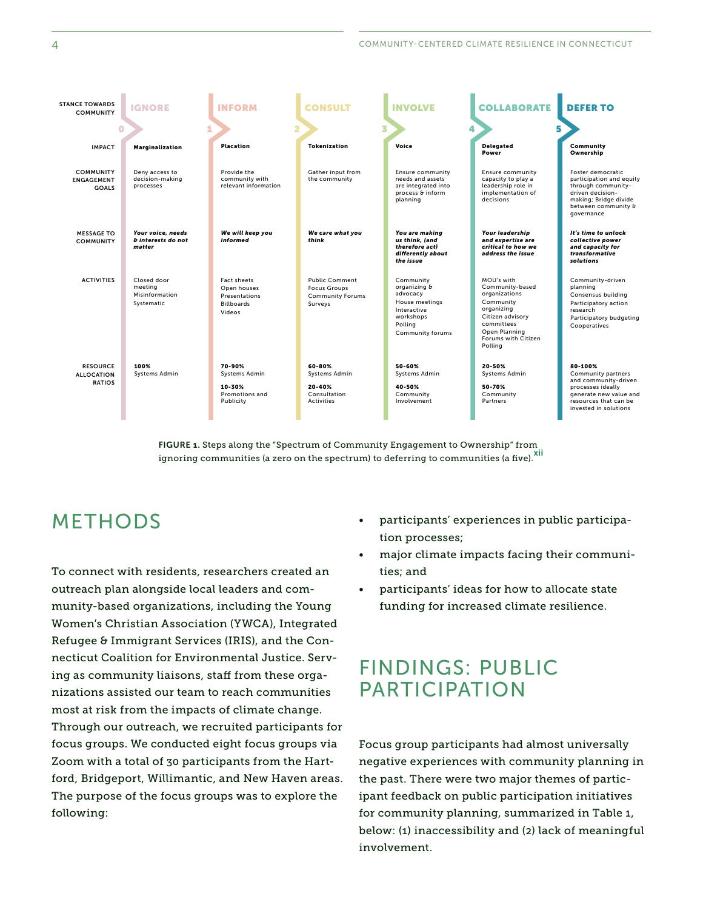| STANCE TOWARDS COMMUNITY | 0 IGNORE | 1 INFORM | 2 CONSULT | 3 INVOLVE | 4 COLLABORATE | 5 DEFER TO |
|---|---|---|---|---|---|---|
| IMPACT | **Marginalization** | **Placation** | **Tokenization** | **Voice** | **Delegated Power** | **Community Ownership** |
| COMMUNITY ENGAGEMENT GOALS | Deny access to decision-making processes | Provide the community with relevant information | Gather input from the community | Ensure community needs and assets are integrated into process & inform planning | Ensure community capacity to play a leadership role in implementation of decisions | Foster democratic participation and equity through community-driven decision-making; Bridge divide between community & governance |
| MESSAGE TO COMMUNITY | ***Your voice, needs & interests do not matter*** | ***We will keep you informed*** | ***We care what you think*** | ***You are making us think, (and therefore act) differently about the issue*** | ***Your leadership and expertise are critical to how we address the issue*** | ***It's time to unlock collective power and capacity for transformative solutions*** |
| ACTIVITIES | Closed door meeting<br>Misinformation<br>Systematic | Fact sheets<br>Open houses<br>Presentations<br>Billboards<br>Videos | Public Comment<br>Focus Groups<br>Community Forums<br>Surveys | Community organizing & advocacy<br>House meetings<br>Interactive workshops<br>Polling<br>Community forums | MOU's with Community-based organizations<br>Community organizing<br>Citizen advisory committees<br>Open Planning Forums with Citizen Polling | Community-driven planning<br>Consensus building<br>Participatory action research<br>Participatory budgeting<br>Cooperatives |
| RESOURCE ALLOCATION RATIOS | **100%** Systems Admin | **70-90%** Systems Admin<br>**10-30%** Promotions and Publicity | **60-80%** Systems Admin<br>**20-40%** Consultation Activities | **50-60%** Systems Admin<br>**40-50%** Community Involvement | **20-50%** Systems Admin<br>**50-70%** Community Partners | **80-100%** Community partners and community-driven processes ideally generate new value and resources that can be invested in solutions |

**FIGURE 1.** Steps along the "Spectrum of Community Engagement to Ownership" from ignoring communities (a zero on the spectrum) to deferring to communities (a five).[xii]

## METHODS

To connect with residents, researchers created an outreach plan alongside local leaders and community-based organizations, including the Young Women's Christian Association (YWCA), Integrated Refugee & Immigrant Services (IRIS), and the Connecticut Coalition for Environmental Justice. Serving as community liaisons, staff from these organizations assisted our team to reach communities most at risk from the impacts of climate change. Through our outreach, we recruited participants for focus groups. We conducted eight focus groups via Zoom with a total of 30 participants from the Hartford, Bridgeport, Willimantic, and New Haven areas. The purpose of the focus groups was to explore the following:

- participants' experiences in public participation processes;
- major climate impacts facing their communities; and
- participants' ideas for how to allocate state funding for increased climate resilience.

## FINDINGS: PUBLIC PARTICIPATION

Focus group participants had almost universally negative experiences with community planning in the past. There were two major themes of participant feedback on public participation initiatives for community planning, summarized in Table 1, below: (1) inaccessibility and (2) lack of meaningful involvement.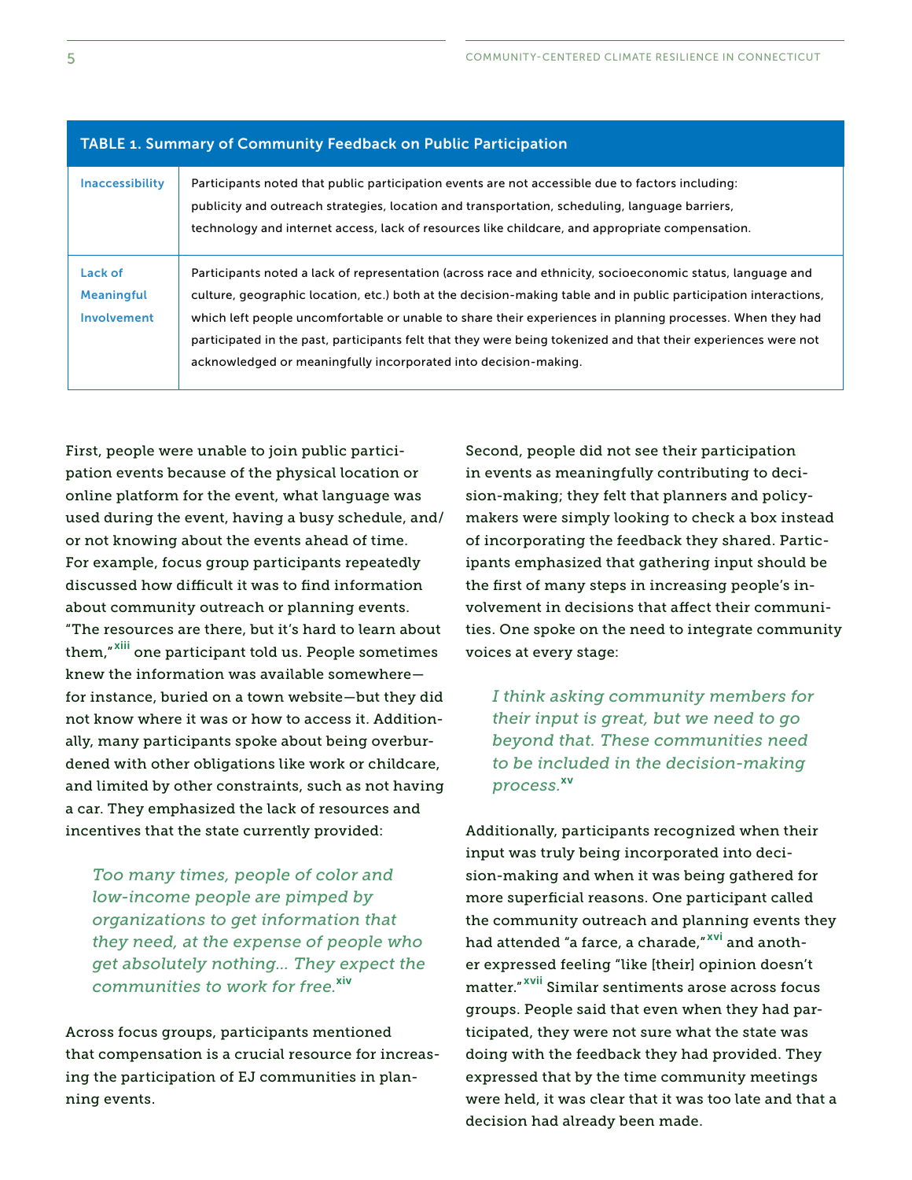**TABLE 1. Summary of Community Feedback on Public Participation**

| | |
|---|---|
| Inaccessibility | Participants noted that public participation events are not accessible due to factors including: publicity and outreach strategies, location and transportation, scheduling, language barriers, technology and internet access, lack of resources like childcare, and appropriate compensation. |
| Lack of Meaningful Involvement | Participants noted a lack of representation (across race and ethnicity, socioeconomic status, language and culture, geographic location, etc.) both at the decision-making table and in public participation interactions, which left people uncomfortable or unable to share their experiences in planning processes. When they had participated in the past, participants felt that they were being tokenized and that their experiences were not acknowledged or meaningfully incorporated into decision-making. |

First, people were unable to join public participation events because of the physical location or online platform for the event, what language was used during the event, having a busy schedule, and/or not knowing about the events ahead of time. For example, focus group participants repeatedly discussed how difficult it was to find information about community outreach or planning events. "The resources are there, but it's hard to learn about them,"[xiii] one participant told us. People sometimes knew the information was available somewhere—for instance, buried on a town website—but they did not know where it was or how to access it. Additionally, many participants spoke about being overburdened with other obligations like work or childcare, and limited by other constraints, such as not having a car. They emphasized the lack of resources and incentives that the state currently provided:

> *Too many times, people of color and low-income people are pimped by organizations to get information that they need, at the expense of people who get absolutely nothing... They expect the communities to work for free.*[xiv]

Across focus groups, participants mentioned that compensation is a crucial resource for increasing the participation of EJ communities in planning events.

Second, people did not see their participation in events as meaningfully contributing to decision-making; they felt that planners and policymakers were simply looking to check a box instead of incorporating the feedback they shared. Participants emphasized that gathering input should be the first of many steps in increasing people's involvement in decisions that affect their communities. One spoke on the need to integrate community voices at every stage:

> *I think asking community members for their input is great, but we need to go beyond that. These communities need to be included in the decision-making process.*[xv]

Additionally, participants recognized when their input was truly being incorporated into decision-making and when it was being gathered for more superficial reasons. One participant called the community outreach and planning events they had attended "a farce, a charade,"[xvi] and another expressed feeling "like [their] opinion doesn't matter."[xvii] Similar sentiments arose across focus groups. People said that even when they had participated, they were not sure what the state was doing with the feedback they had provided. They expressed that by the time community meetings were held, it was clear that it was too late and that a decision had already been made.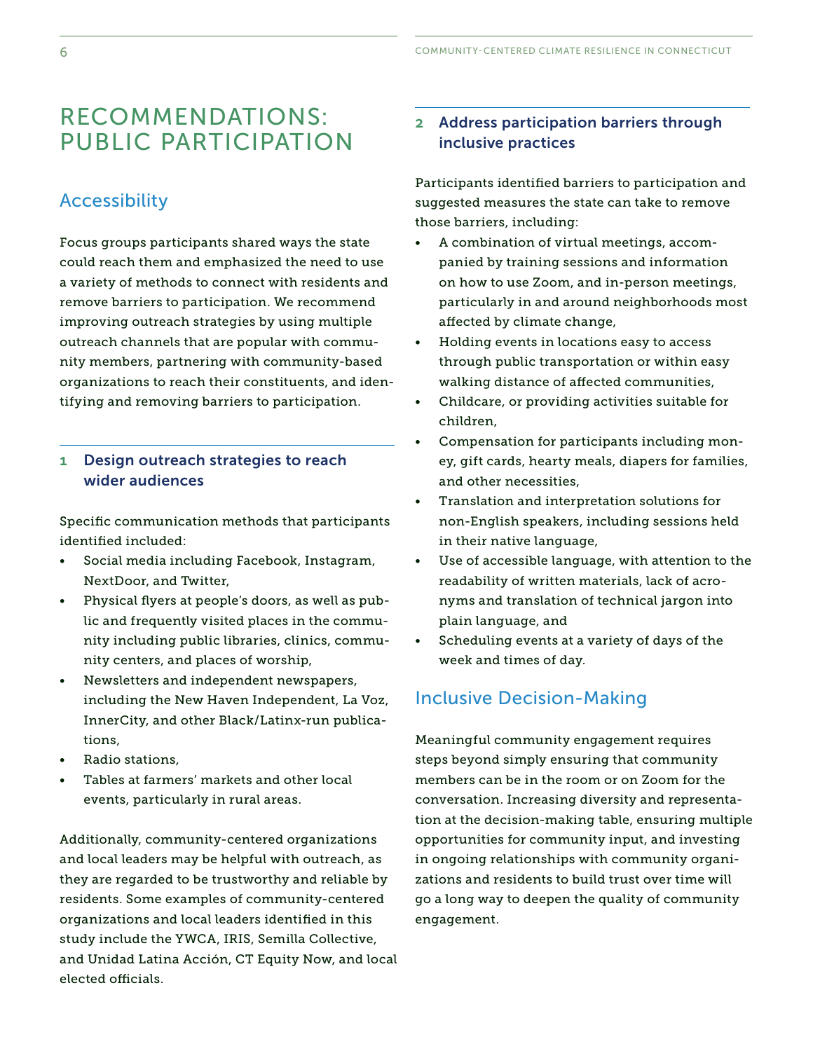# RECOMMENDATIONS: PUBLIC PARTICIPATION

## Accessibility

Focus groups participants shared ways the state could reach them and emphasized the need to use a variety of methods to connect with residents and remove barriers to participation. We recommend improving outreach strategies by using multiple outreach channels that are popular with community members, partnering with community-based organizations to reach their constituents, and identifying and removing barriers to participation.

### 1 Design outreach strategies to reach wider audiences

Specific communication methods that participants identified included:

- Social media including Facebook, Instagram, NextDoor, and Twitter,
- Physical flyers at people's doors, as well as public and frequently visited places in the community including public libraries, clinics, community centers, and places of worship,
- Newsletters and independent newspapers, including the New Haven Independent, La Voz, InnerCity, and other Black/Latinx-run publications,
- Radio stations,
- Tables at farmers' markets and other local events, particularly in rural areas.

Additionally, community-centered organizations and local leaders may be helpful with outreach, as they are regarded to be trustworthy and reliable by residents. Some examples of community-centered organizations and local leaders identified in this study include the YWCA, IRIS, Semilla Collective, and Unidad Latina Acción, CT Equity Now, and local elected officials.

### 2 Address participation barriers through inclusive practices

Participants identified barriers to participation and suggested measures the state can take to remove those barriers, including:

- A combination of virtual meetings, accompanied by training sessions and information on how to use Zoom, and in-person meetings, particularly in and around neighborhoods most affected by climate change,
- Holding events in locations easy to access through public transportation or within easy walking distance of affected communities,
- Childcare, or providing activities suitable for children,
- Compensation for participants including money, gift cards, hearty meals, diapers for families, and other necessities,
- Translation and interpretation solutions for non-English speakers, including sessions held in their native language,
- Use of accessible language, with attention to the readability of written materials, lack of acronyms and translation of technical jargon into plain language, and
- Scheduling events at a variety of days of the week and times of day.

## Inclusive Decision-Making

Meaningful community engagement requires steps beyond simply ensuring that community members can be in the room or on Zoom for the conversation. Increasing diversity and representation at the decision-making table, ensuring multiple opportunities for community input, and investing in ongoing relationships with community organizations and residents to build trust over time will go a long way to deepen the quality of community engagement.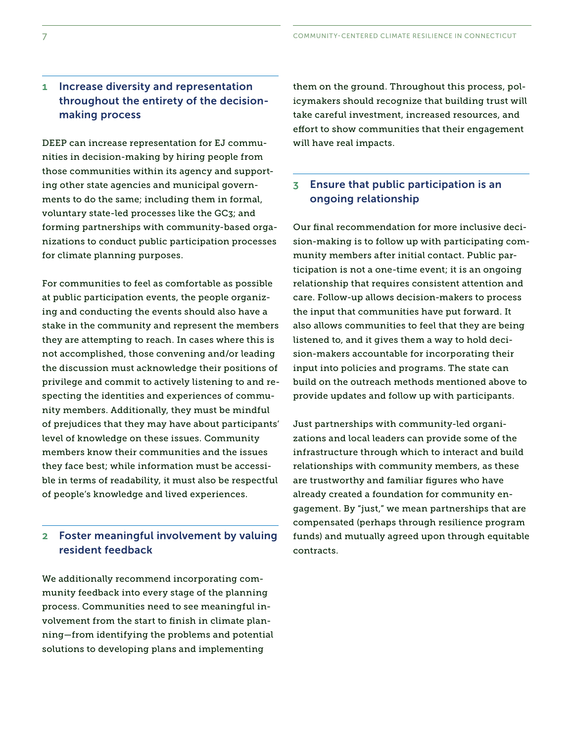### 1 Increase diversity and representation throughout the entirety of the decision-making process

DEEP can increase representation for EJ communities in decision-making by hiring people from those communities within its agency and supporting other state agencies and municipal governments to do the same; including them in formal, voluntary state-led processes like the GC3; and forming partnerships with community-based organizations to conduct public participation processes for climate planning purposes.

For communities to feel as comfortable as possible at public participation events, the people organizing and conducting the events should also have a stake in the community and represent the members they are attempting to reach. In cases where this is not accomplished, those convening and/or leading the discussion must acknowledge their positions of privilege and commit to actively listening to and respecting the identities and experiences of community members. Additionally, they must be mindful of prejudices that they may have about participants' level of knowledge on these issues. Community members know their communities and the issues they face best; while information must be accessible in terms of readability, it must also be respectful of people's knowledge and lived experiences.

### 2 Foster meaningful involvement by valuing resident feedback

We additionally recommend incorporating community feedback into every stage of the planning process. Communities need to see meaningful involvement from the start to finish in climate planning—from identifying the problems and potential solutions to developing plans and implementing them on the ground. Throughout this process, policymakers should recognize that building trust will take careful investment, increased resources, and effort to show communities that their engagement will have real impacts.

### 3 Ensure that public participation is an ongoing relationship

Our final recommendation for more inclusive decision-making is to follow up with participating community members after initial contact. Public participation is not a one-time event; it is an ongoing relationship that requires consistent attention and care. Follow-up allows decision-makers to process the input that communities have put forward. It also allows communities to feel that they are being listened to, and it gives them a way to hold decision-makers accountable for incorporating their input into policies and programs. The state can build on the outreach methods mentioned above to provide updates and follow up with participants.

Just partnerships with community-led organizations and local leaders can provide some of the infrastructure through which to interact and build relationships with community members, as these are trustworthy and familiar figures who have already created a foundation for community engagement. By "just," we mean partnerships that are compensated (perhaps through resilience program funds) and mutually agreed upon through equitable contracts.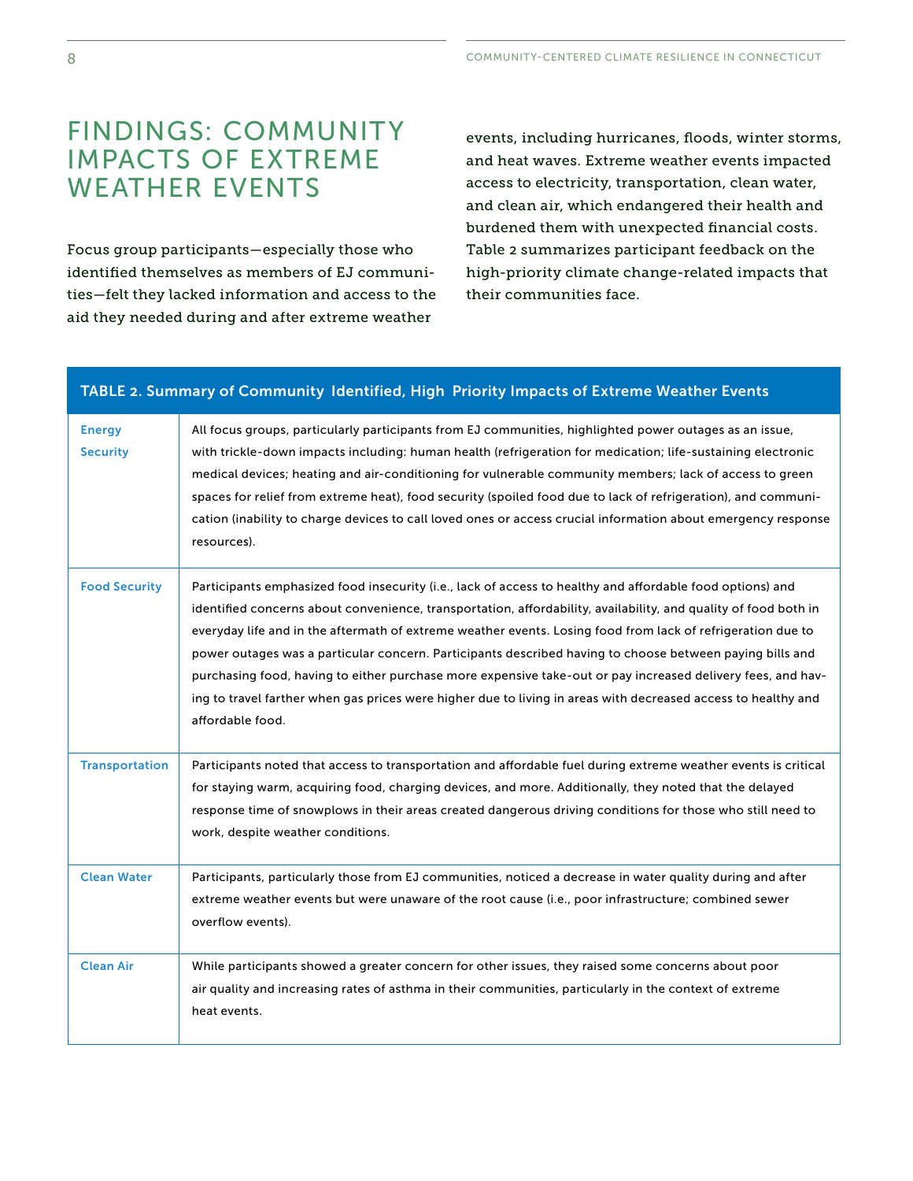# FINDINGS: COMMUNITY IMPACTS OF EXTREME WEATHER EVENTS

Focus group participants—especially those who identified themselves as members of EJ communities—felt they lacked information and access to the aid they needed during and after extreme weather events, including hurricanes, floods, winter storms, and heat waves. Extreme weather events impacted access to electricity, transportation, clean water, and clean air, which endangered their health and burdened them with unexpected financial costs. Table 2 summarizes participant feedback on the high-priority climate change-related impacts that their communities face.

**TABLE 2. Summary of Community Identified, High Priority Impacts of Extreme Weather Events**

| | |
|---|---|
| **Energy Security** | All focus groups, particularly participants from EJ communities, highlighted power outages as an issue, with trickle-down impacts including: human health (refrigeration for medication; life-sustaining electronic medical devices; heating and air-conditioning for vulnerable community members; lack of access to green spaces for relief from extreme heat), food security (spoiled food due to lack of refrigeration), and communication (inability to charge devices to call loved ones or access crucial information about emergency response resources). |
| **Food Security** | Participants emphasized food insecurity (i.e., lack of access to healthy and affordable food options) and identified concerns about convenience, transportation, affordability, availability, and quality of food both in everyday life and in the aftermath of extreme weather events. Losing food from lack of refrigeration due to power outages was a particular concern. Participants described having to choose between paying bills and purchasing food, having to either purchase more expensive take-out or pay increased delivery fees, and having to travel farther when gas prices were higher due to living in areas with decreased access to healthy and affordable food. |
| **Transportation** | Participants noted that access to transportation and affordable fuel during extreme weather events is critical for staying warm, acquiring food, charging devices, and more. Additionally, they noted that the delayed response time of snowplows in their areas created dangerous driving conditions for those who still need to work, despite weather conditions. |
| **Clean Water** | Participants, particularly those from EJ communities, noticed a decrease in water quality during and after extreme weather events but were unaware of the root cause (i.e., poor infrastructure; combined sewer overflow events). |
| **Clean Air** | While participants showed a greater concern for other issues, they raised some concerns about poor air quality and increasing rates of asthma in their communities, particularly in the context of extreme heat events. |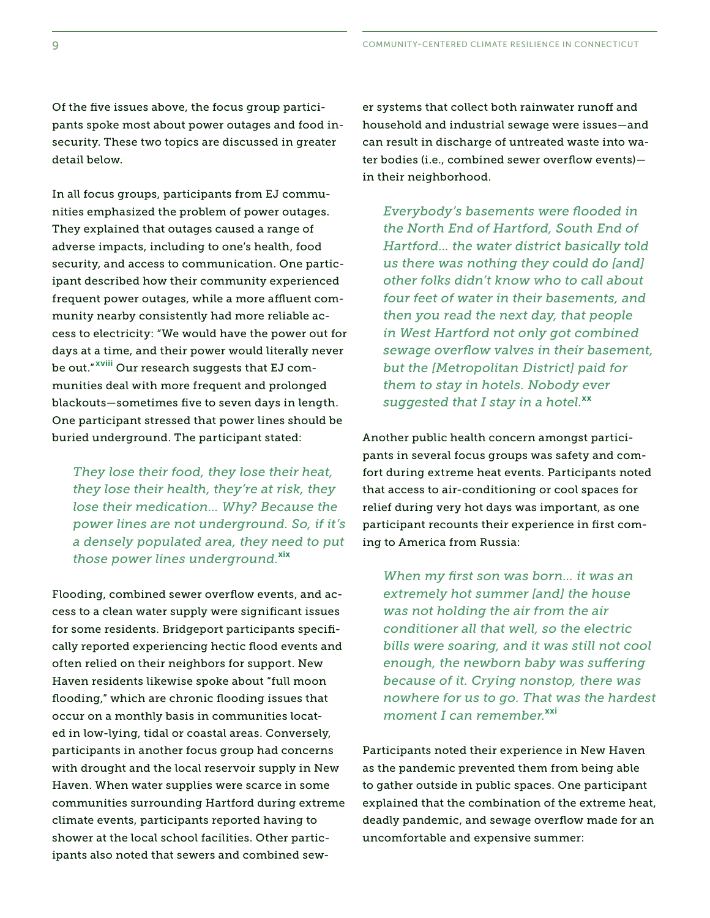Of the five issues above, the focus group participants spoke most about power outages and food insecurity. These two topics are discussed in greater detail below.

In all focus groups, participants from EJ communities emphasized the problem of power outages. They explained that outages caused a range of adverse impacts, including to one's health, food security, and access to communication. One participant described how their community experienced frequent power outages, while a more affluent community nearby consistently had more reliable access to electricity: "We would have the power out for days at a time, and their power would literally never be out."[xviii] Our research suggests that EJ communities deal with more frequent and prolonged blackouts—sometimes five to seven days in length. One participant stressed that power lines should be buried underground. The participant stated:

> *They lose their food, they lose their heat, they lose their health, they're at risk, they lose their medication... Why? Because the power lines are not underground. So, if it's a densely populated area, they need to put those power lines underground.*[xix]

Flooding, combined sewer overflow events, and access to a clean water supply were significant issues for some residents. Bridgeport participants specifically reported experiencing hectic flood events and often relied on their neighbors for support. New Haven residents likewise spoke about "full moon flooding," which are chronic flooding issues that occur on a monthly basis in communities located in low-lying, tidal or coastal areas. Conversely, participants in another focus group had concerns with drought and the local reservoir supply in New Haven. When water supplies were scarce in some communities surrounding Hartford during extreme climate events, participants reported having to shower at the local school facilities. Other participants also noted that sewers and combined sewer systems that collect both rainwater runoff and household and industrial sewage were issues—and can result in discharge of untreated waste into water bodies (i.e., combined sewer overflow events)—in their neighborhood.

> *Everybody's basements were flooded in the North End of Hartford, South End of Hartford... the water district basically told us there was nothing they could do [and] other folks didn't know who to call about four feet of water in their basements, and then you read the next day, that people in West Hartford not only got combined sewage overflow valves in their basement, but the [Metropolitan District] paid for them to stay in hotels. Nobody ever suggested that I stay in a hotel.*[xx]

Another public health concern amongst participants in several focus groups was safety and comfort during extreme heat events. Participants noted that access to air-conditioning or cool spaces for relief during very hot days was important, as one participant recounts their experience in first coming to America from Russia:

> *When my first son was born... it was an extremely hot summer [and] the house was not holding the air from the air conditioner all that well, so the electric bills were soaring, and it was still not cool enough, the newborn baby was suffering because of it. Crying nonstop, there was nowhere for us to go. That was the hardest moment I can remember.*[xxi]

Participants noted their experience in New Haven as the pandemic prevented them from being able to gather outside in public spaces. One participant explained that the combination of the extreme heat, deadly pandemic, and sewage overflow made for an uncomfortable and expensive summer: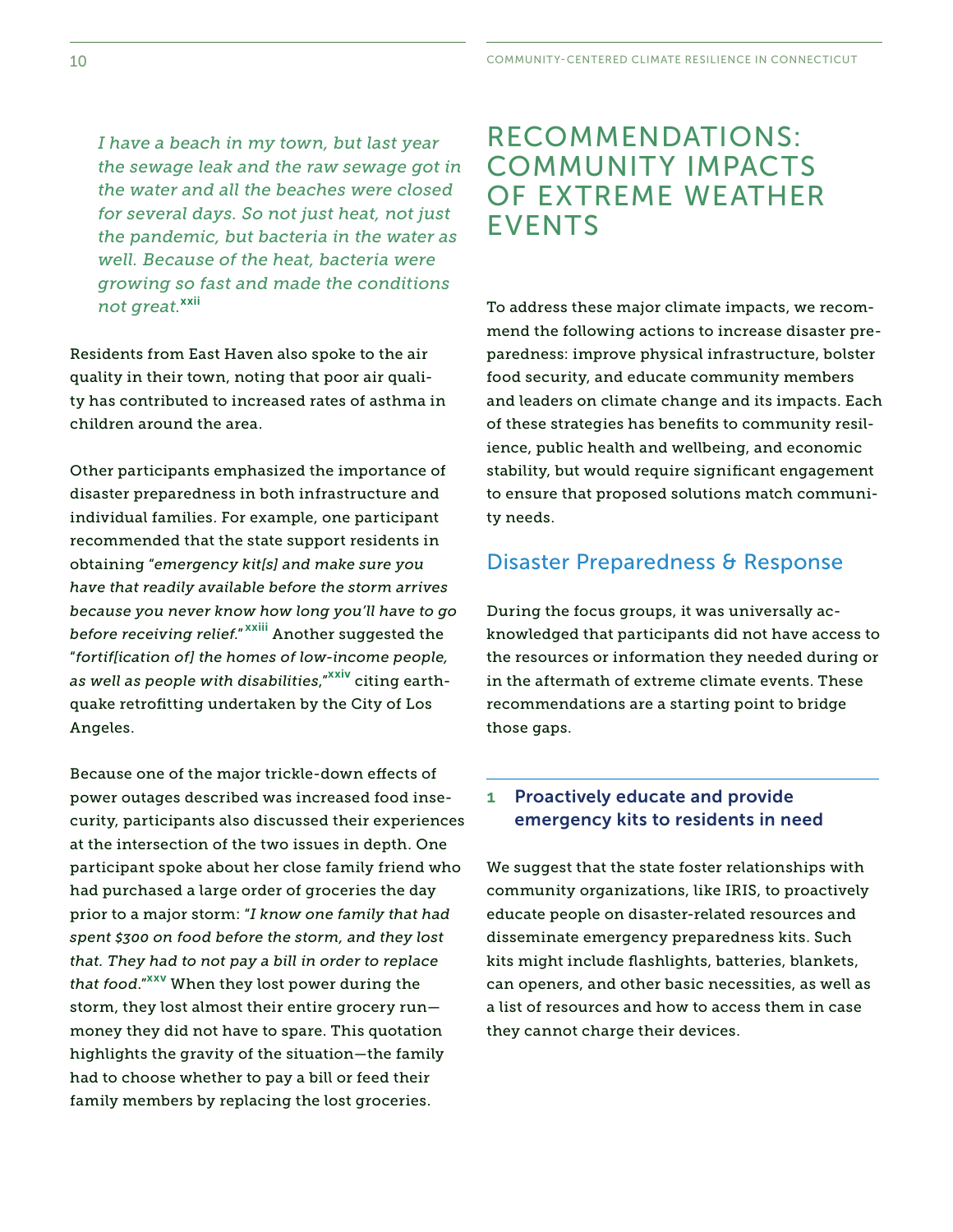*I have a beach in my town, but last year the sewage leak and the raw sewage got in the water and all the beaches were closed for several days. So not just heat, not just the pandemic, but bacteria in the water as well. Because of the heat, bacteria were growing so fast and made the conditions not great.*[xxii]

Residents from East Haven also spoke to the air quality in their town, noting that poor air quality has contributed to increased rates of asthma in children around the area.

Other participants emphasized the importance of disaster preparedness in both infrastructure and individual families. For example, one participant recommended that the state support residents in obtaining "*emergency kit[s] and make sure you have that readily available before the storm arrives because you never know how long you'll have to go before receiving relief*."[xxiii] Another suggested the "*fortif[ication of] the homes of low-income people, as well as people with disabilities*,"[xxiv] citing earthquake retrofitting undertaken by the City of Los Angeles.

Because one of the major trickle-down effects of power outages described was increased food insecurity, participants also discussed their experiences at the intersection of the two issues in depth. One participant spoke about her close family friend who had purchased a large order of groceries the day prior to a major storm: "*I know one family that had spent $300 on food before the storm, and they lost that. They had to not pay a bill in order to replace that food*."[xxv] When they lost power during the storm, they lost almost their entire grocery run—money they did not have to spare. This quotation highlights the gravity of the situation—the family had to choose whether to pay a bill or feed their family members by replacing the lost groceries.

# RECOMMENDATIONS: COMMUNITY IMPACTS OF EXTREME WEATHER EVENTS

To address these major climate impacts, we recommend the following actions to increase disaster preparedness: improve physical infrastructure, bolster food security, and educate community members and leaders on climate change and its impacts. Each of these strategies has benefits to community resilience, public health and wellbeing, and economic stability, but would require significant engagement to ensure that proposed solutions match community needs.

## Disaster Preparedness & Response

During the focus groups, it was universally acknowledged that participants did not have access to the resources or information they needed during or in the aftermath of extreme climate events. These recommendations are a starting point to bridge those gaps.

### 1 Proactively educate and provide emergency kits to residents in need

We suggest that the state foster relationships with community organizations, like IRIS, to proactively educate people on disaster-related resources and disseminate emergency preparedness kits. Such kits might include flashlights, batteries, blankets, can openers, and other basic necessities, as well as a list of resources and how to access them in case they cannot charge their devices.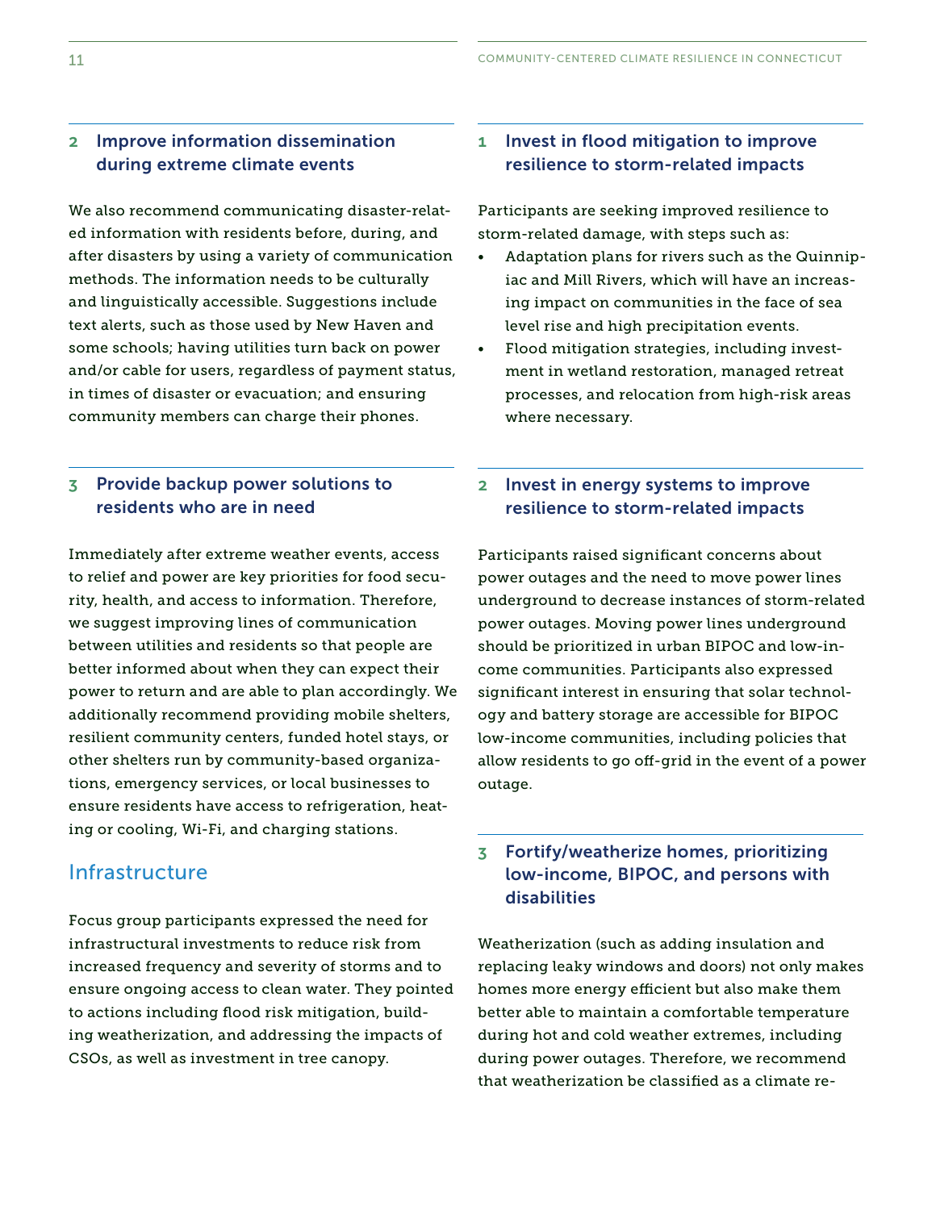## 2 Improve information dissemination during extreme climate events

We also recommend communicating disaster-related information with residents before, during, and after disasters by using a variety of communication methods. The information needs to be culturally and linguistically accessible. Suggestions include text alerts, such as those used by New Haven and some schools; having utilities turn back on power and/or cable for users, regardless of payment status, in times of disaster or evacuation; and ensuring community members can charge their phones.

## 3 Provide backup power solutions to residents who are in need

Immediately after extreme weather events, access to relief and power are key priorities for food security, health, and access to information. Therefore, we suggest improving lines of communication between utilities and residents so that people are better informed about when they can expect their power to return and are able to plan accordingly. We additionally recommend providing mobile shelters, resilient community centers, funded hotel stays, or other shelters run by community-based organizations, emergency services, or local businesses to ensure residents have access to refrigeration, heating or cooling, Wi-Fi, and charging stations.

# Infrastructure

Focus group participants expressed the need for infrastructural investments to reduce risk from increased frequency and severity of storms and to ensure ongoing access to clean water. They pointed to actions including flood risk mitigation, building weatherization, and addressing the impacts of CSOs, as well as investment in tree canopy.

## 1 Invest in flood mitigation to improve resilience to storm-related impacts

Participants are seeking improved resilience to storm-related damage, with steps such as:

- Adaptation plans for rivers such as the Quinnipiac and Mill Rivers, which will have an increasing impact on communities in the face of sea level rise and high precipitation events.
- Flood mitigation strategies, including investment in wetland restoration, managed retreat processes, and relocation from high-risk areas where necessary.

## 2 Invest in energy systems to improve resilience to storm-related impacts

Participants raised significant concerns about power outages and the need to move power lines underground to decrease instances of storm-related power outages. Moving power lines underground should be prioritized in urban BIPOC and low-income communities. Participants also expressed significant interest in ensuring that solar technology and battery storage are accessible for BIPOC low-income communities, including policies that allow residents to go off-grid in the event of a power outage.

## 3 Fortify/weatherize homes, prioritizing low-income, BIPOC, and persons with disabilities

Weatherization (such as adding insulation and replacing leaky windows and doors) not only makes homes more energy efficient but also make them better able to maintain a comfortable temperature during hot and cold weather extremes, including during power outages. Therefore, we recommend that weatherization be classified as a climate re-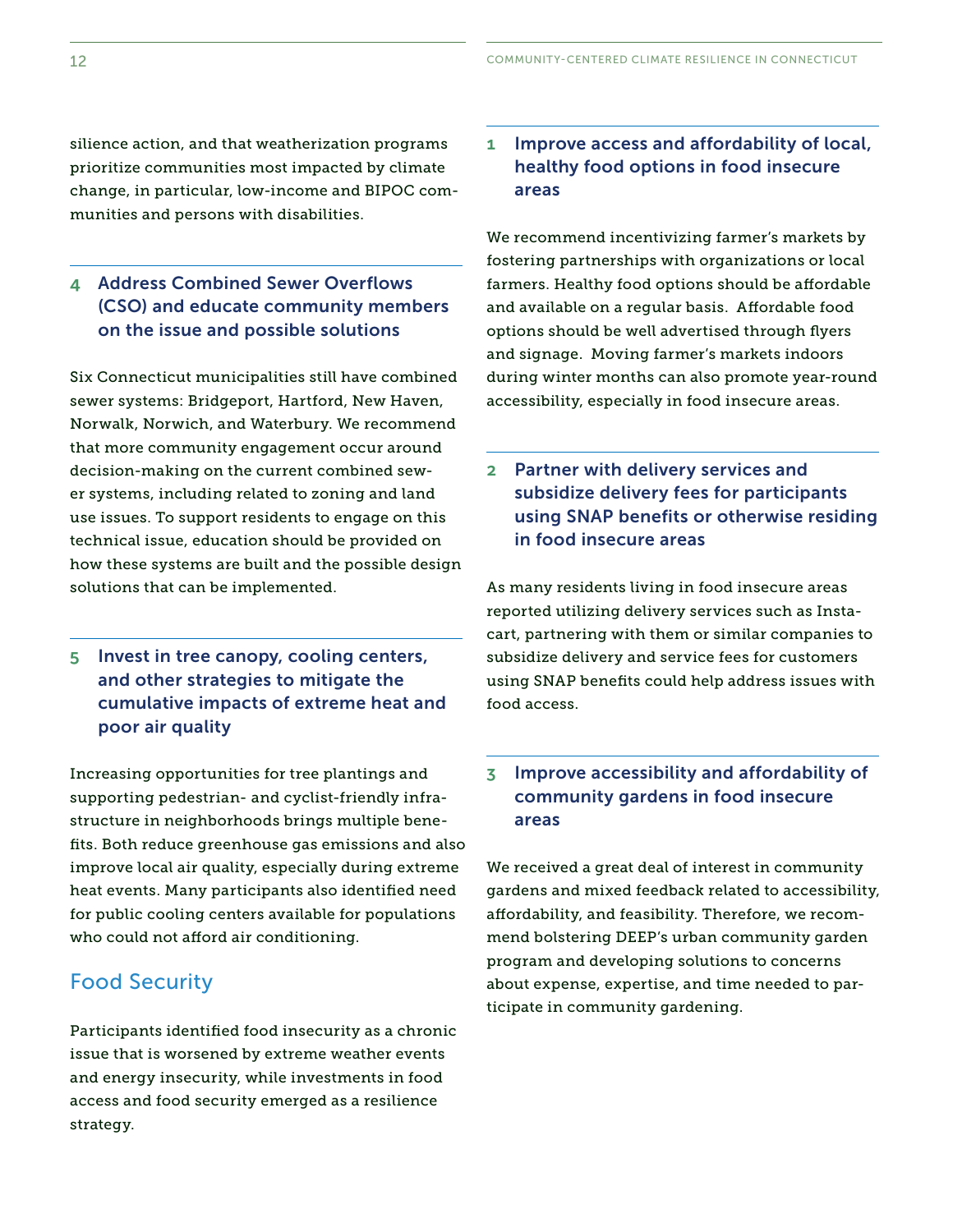silience action, and that weatherization programs prioritize communities most impacted by climate change, in particular, low-income and BIPOC communities and persons with disabilities.

### 4 Address Combined Sewer Overflows (CSO) and educate community members on the issue and possible solutions

Six Connecticut municipalities still have combined sewer systems: Bridgeport, Hartford, New Haven, Norwalk, Norwich, and Waterbury. We recommend that more community engagement occur around decision-making on the current combined sewer systems, including related to zoning and land use issues. To support residents to engage on this technical issue, education should be provided on how these systems are built and the possible design solutions that can be implemented.

### 5 Invest in tree canopy, cooling centers, and other strategies to mitigate the cumulative impacts of extreme heat and poor air quality

Increasing opportunities for tree plantings and supporting pedestrian- and cyclist-friendly infrastructure in neighborhoods brings multiple benefits. Both reduce greenhouse gas emissions and also improve local air quality, especially during extreme heat events. Many participants also identified need for public cooling centers available for populations who could not afford air conditioning.

## Food Security

Participants identified food insecurity as a chronic issue that is worsened by extreme weather events and energy insecurity, while investments in food access and food security emerged as a resilience strategy.

### 1 Improve access and affordability of local, healthy food options in food insecure areas

We recommend incentivizing farmer's markets by fostering partnerships with organizations or local farmers. Healthy food options should be affordable and available on a regular basis. Affordable food options should be well advertised through flyers and signage. Moving farmer's markets indoors during winter months can also promote year-round accessibility, especially in food insecure areas.

### 2 Partner with delivery services and subsidize delivery fees for participants using SNAP benefits or otherwise residing in food insecure areas

As many residents living in food insecure areas reported utilizing delivery services such as Instacart, partnering with them or similar companies to subsidize delivery and service fees for customers using SNAP benefits could help address issues with food access.

### 3 Improve accessibility and affordability of community gardens in food insecure areas

We received a great deal of interest in community gardens and mixed feedback related to accessibility, affordability, and feasibility. Therefore, we recommend bolstering DEEP's urban community garden program and developing solutions to concerns about expense, expertise, and time needed to participate in community gardening.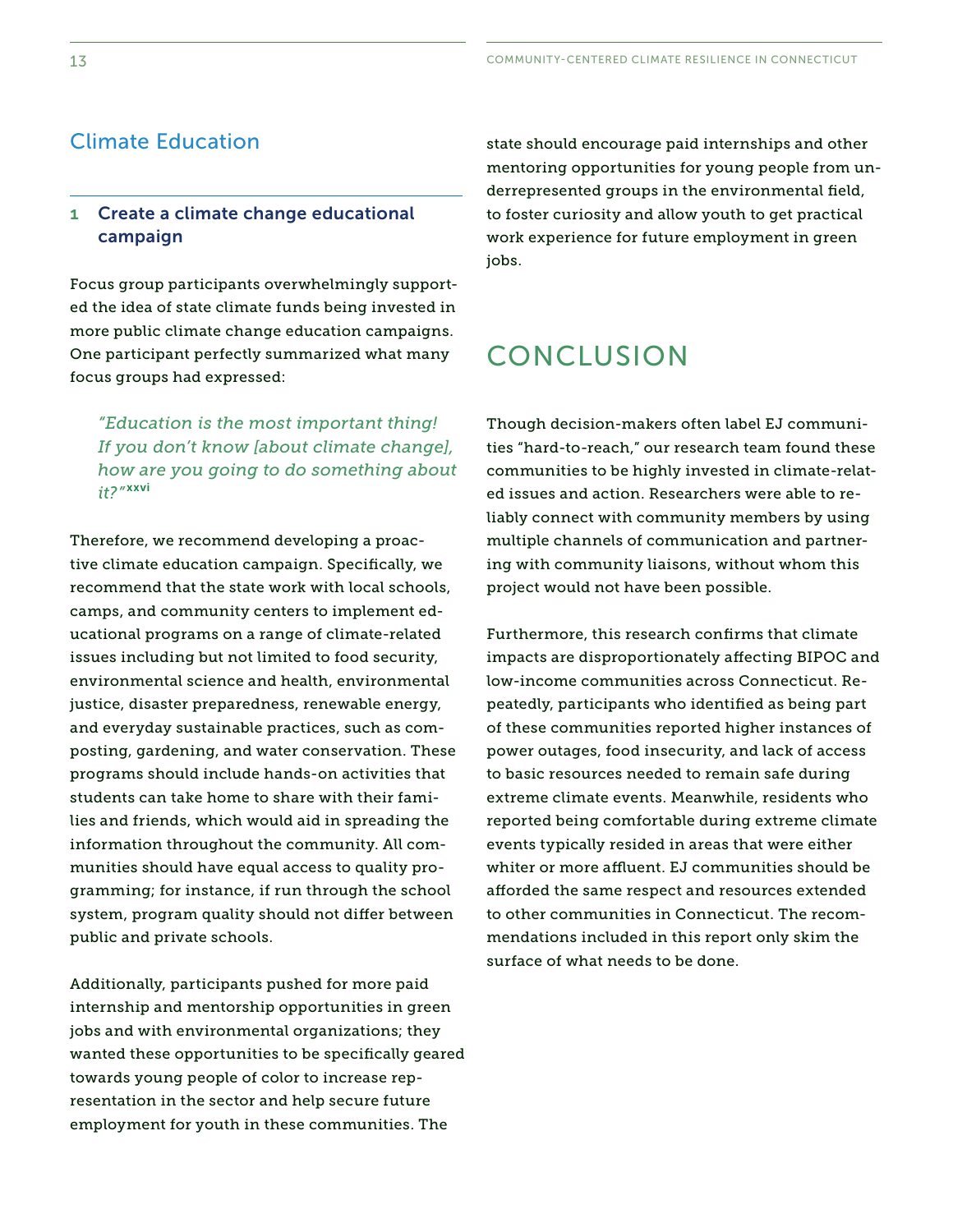## Climate Education

### 1 Create a climate change educational campaign

Focus group participants overwhelmingly supported the idea of state climate funds being invested in more public climate change education campaigns. One participant perfectly summarized what many focus groups had expressed:

> *"Education is the most important thing! If you don't know [about climate change], how are you going to do something about it?"*[xxvi]

Therefore, we recommend developing a proactive climate education campaign. Specifically, we recommend that the state work with local schools, camps, and community centers to implement educational programs on a range of climate-related issues including but not limited to food security, environmental science and health, environmental justice, disaster preparedness, renewable energy, and everyday sustainable practices, such as composting, gardening, and water conservation. These programs should include hands-on activities that students can take home to share with their families and friends, which would aid in spreading the information throughout the community. All communities should have equal access to quality programming; for instance, if run through the school system, program quality should not differ between public and private schools.

Additionally, participants pushed for more paid internship and mentorship opportunities in green jobs and with environmental organizations; they wanted these opportunities to be specifically geared towards young people of color to increase representation in the sector and help secure future employment for youth in these communities. The state should encourage paid internships and other mentoring opportunities for young people from underrepresented groups in the environmental field, to foster curiosity and allow youth to get practical work experience for future employment in green jobs.

# CONCLUSION

Though decision-makers often label EJ communities "hard-to-reach," our research team found these communities to be highly invested in climate-related issues and action. Researchers were able to reliably connect with community members by using multiple channels of communication and partnering with community liaisons, without whom this project would not have been possible.

Furthermore, this research confirms that climate impacts are disproportionately affecting BIPOC and low-income communities across Connecticut. Repeatedly, participants who identified as being part of these communities reported higher instances of power outages, food insecurity, and lack of access to basic resources needed to remain safe during extreme climate events. Meanwhile, residents who reported being comfortable during extreme climate events typically resided in areas that were either whiter or more affluent. EJ communities should be afforded the same respect and resources extended to other communities in Connecticut. The recommendations included in this report only skim the surface of what needs to be done.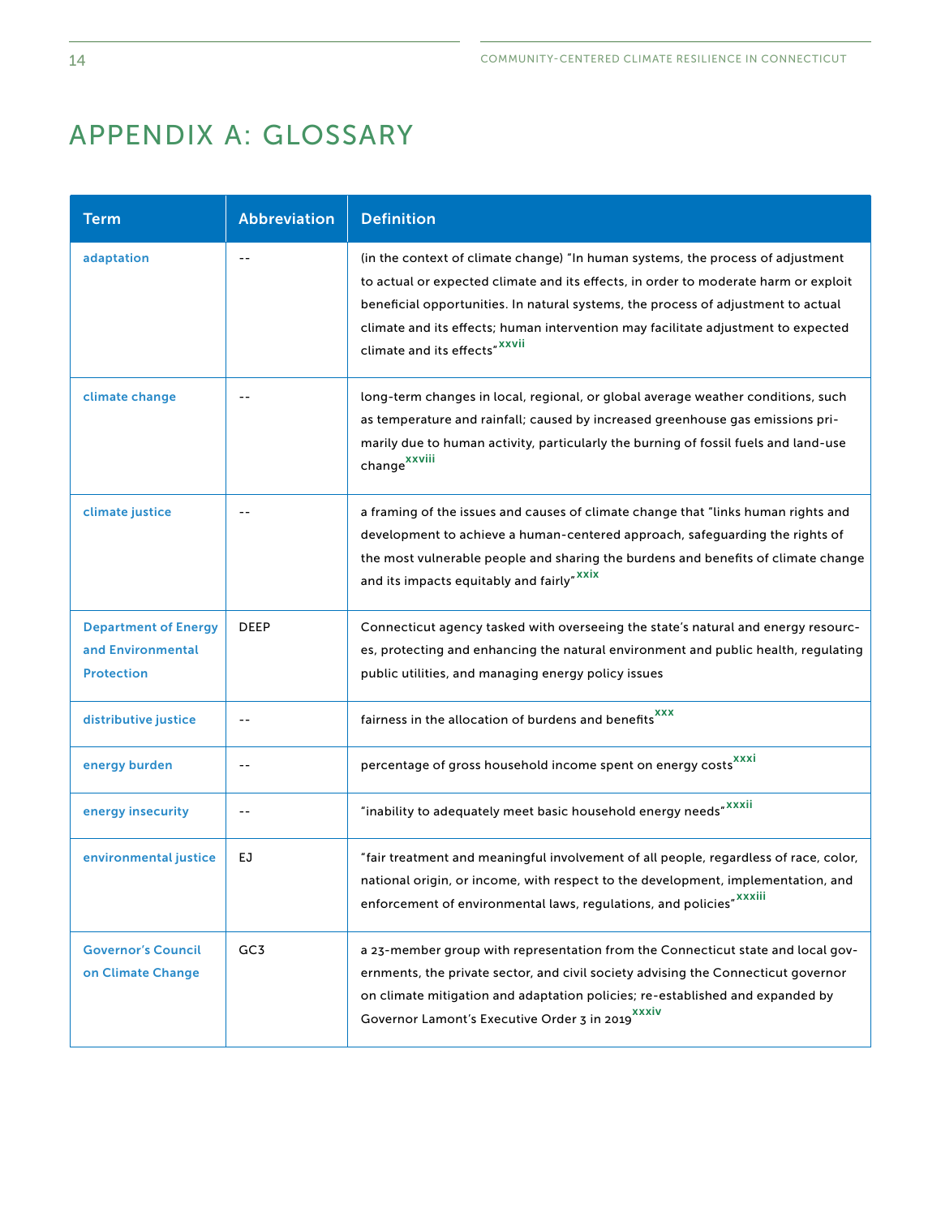# APPENDIX A: GLOSSARY

| Term | Abbreviation | Definition |
|---|---|---|
| adaptation | -- | (in the context of climate change) "In human systems, the process of adjustment to actual or expected climate and its effects, in order to moderate harm or exploit beneficial opportunities. In natural systems, the process of adjustment to actual climate and its effects; human intervention may facilitate adjustment to expected climate and its effects"[xxvii] |
| climate change | -- | long-term changes in local, regional, or global average weather conditions, such as temperature and rainfall; caused by increased greenhouse gas emissions primarily due to human activity, particularly the burning of fossil fuels and land-use change[xxviii] |
| climate justice | -- | a framing of the issues and causes of climate change that "links human rights and development to achieve a human-centered approach, safeguarding the rights of the most vulnerable people and sharing the burdens and benefits of climate change and its impacts equitably and fairly"[xxix] |
| Department of Energy and Environmental Protection | DEEP | Connecticut agency tasked with overseeing the state's natural and energy resources, protecting and enhancing the natural environment and public health, regulating public utilities, and managing energy policy issues |
| distributive justice | -- | fairness in the allocation of burdens and benefits[xxx] |
| energy burden | -- | percentage of gross household income spent on energy costs[xxxi] |
| energy insecurity | -- | "inability to adequately meet basic household energy needs"[xxxii] |
| environmental justice | EJ | "fair treatment and meaningful involvement of all people, regardless of race, color, national origin, or income, with respect to the development, implementation, and enforcement of environmental laws, regulations, and policies"[xxxiii] |
| Governor's Council on Climate Change | GC3 | a 23-member group with representation from the Connecticut state and local governments, the private sector, and civil society advising the Connecticut governor on climate mitigation and adaptation policies; re-established and expanded by Governor Lamont's Executive Order 3 in 2019[xxxiv] |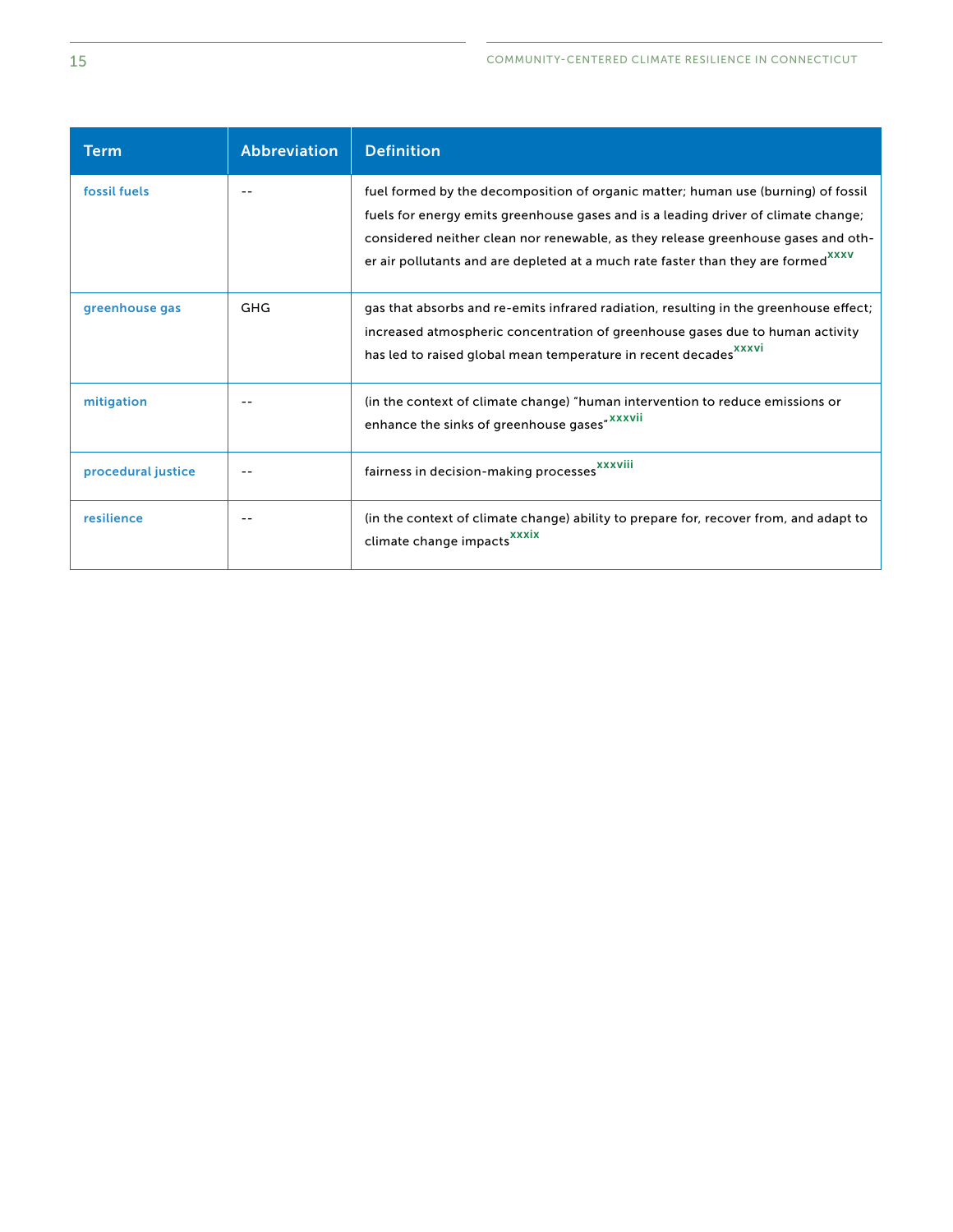| Term | Abbreviation | Definition |
|---|---|---|
| fossil fuels | -- | fuel formed by the decomposition of organic matter; human use (burning) of fossil fuels for energy emits greenhouse gases and is a leading driver of climate change; considered neither clean nor renewable, as they release greenhouse gases and other air pollutants and are depleted at a much rate faster than they are formed[xxxv] |
| greenhouse gas | GHG | gas that absorbs and re-emits infrared radiation, resulting in the greenhouse effect; increased atmospheric concentration of greenhouse gases due to human activity has led to raised global mean temperature in recent decades[xxxvi] |
| mitigation | -- | (in the context of climate change) "human intervention to reduce emissions or enhance the sinks of greenhouse gases"[xxxvii] |
| procedural justice | -- | fairness in decision-making processes[xxxviii] |
| resilience | -- | (in the context of climate change) ability to prepare for, recover from, and adapt to climate change impacts[xxxix] |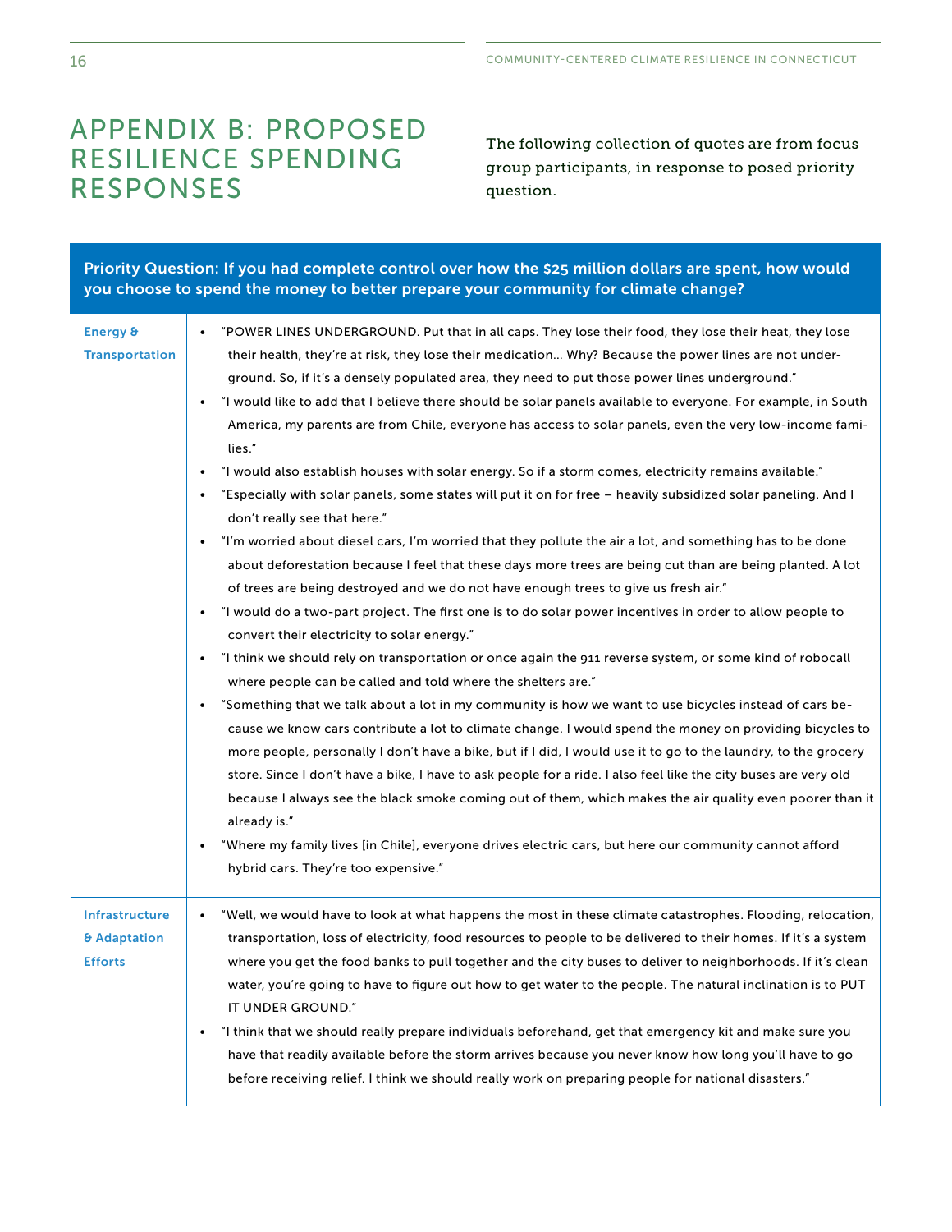# APPENDIX B: PROPOSED RESILIENCE SPENDING RESPONSES

The following collection of quotes are from focus group participants, in response to posed priority question.

| Priority Question: If you had complete control over how the $25 million dollars are spent, how would you choose to spend the money to better prepare your community for climate change? | |
|---|---|
| Energy & Transportation | • "POWER LINES UNDERGROUND. Put that in all caps. They lose their food, they lose their heat, they lose their health, they're at risk, they lose their medication... Why? Because the power lines are not underground. So, if it's a densely populated area, they need to put those power lines underground."<br>• "I would like to add that I believe there should be solar panels available to everyone. For example, in South America, my parents are from Chile, everyone has access to solar panels, even the very low-income families."<br>• "I would also establish houses with solar energy. So if a storm comes, electricity remains available."<br>• "Especially with solar panels, some states will put it on for free – heavily subsidized solar paneling. And I don't really see that here."<br>• "I'm worried about diesel cars, I'm worried that they pollute the air a lot, and something has to be done about deforestation because I feel that these days more trees are being cut than are being planted. A lot of trees are being destroyed and we do not have enough trees to give us fresh air."<br>• "I would do a two-part project. The first one is to do solar power incentives in order to allow people to convert their electricity to solar energy."<br>• "I think we should rely on transportation or once again the 911 reverse system, or some kind of robocall where people can be called and told where the shelters are."<br>• "Something that we talk about a lot in my community is how we want to use bicycles instead of cars because we know cars contribute a lot to climate change. I would spend the money on providing bicycles to more people, personally I don't have a bike, but if I did, I would use it to go to the laundry, to the grocery store. Since I don't have a bike, I have to ask people for a ride. I also feel like the city buses are very old because I always see the black smoke coming out of them, which makes the air quality even poorer than it already is."<br>• "Where my family lives [in Chile], everyone drives electric cars, but here our community cannot afford hybrid cars. They're too expensive." |
| Infrastructure & Adaptation Efforts | • "Well, we would have to look at what happens the most in these climate catastrophes. Flooding, relocation, transportation, loss of electricity, food resources to people to be delivered to their homes. If it's a system where you get the food banks to pull together and the city buses to deliver to neighborhoods. If it's clean water, you're going to have to figure out how to get water to the people. The natural inclination is to PUT IT UNDER GROUND."<br>• "I think that we should really prepare individuals beforehand, get that emergency kit and make sure you have that readily available before the storm arrives because you never know how long you'll have to go before receiving relief. I think we should really work on preparing people for national disasters." |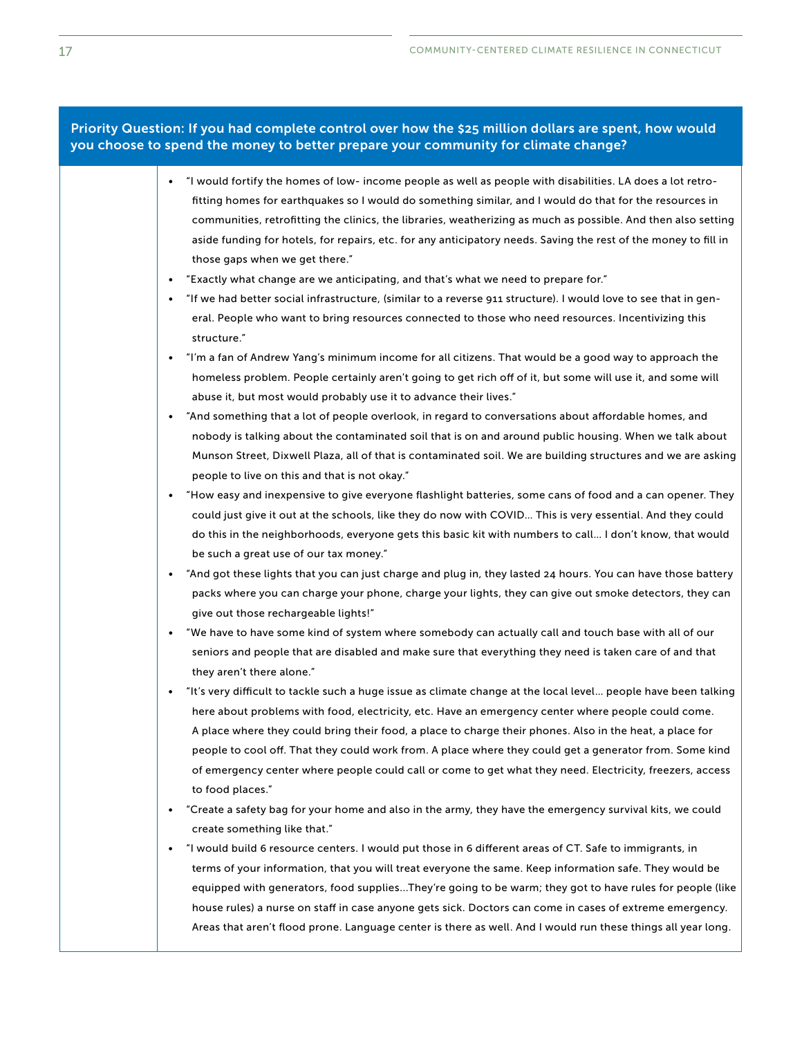**Priority Question: If you had complete control over how the $25 million dollars are spent, how would you choose to spend the money to better prepare your community for climate change?**

- "I would fortify the homes of low- income people as well as people with disabilities. LA does a lot retrofitting homes for earthquakes so I would do something similar, and I would do that for the resources in communities, retrofitting the clinics, the libraries, weatherizing as much as possible. And then also setting aside funding for hotels, for repairs, etc. for any anticipatory needs. Saving the rest of the money to fill in those gaps when we get there."
- "Exactly what change are we anticipating, and that's what we need to prepare for."
- "If we had better social infrastructure, (similar to a reverse 911 structure). I would love to see that in general. People who want to bring resources connected to those who need resources. Incentivizing this structure."
- "I'm a fan of Andrew Yang's minimum income for all citizens. That would be a good way to approach the homeless problem. People certainly aren't going to get rich off of it, but some will use it, and some will abuse it, but most would probably use it to advance their lives."
- "And something that a lot of people overlook, in regard to conversations about affordable homes, and nobody is talking about the contaminated soil that is on and around public housing. When we talk about Munson Street, Dixwell Plaza, all of that is contaminated soil. We are building structures and we are asking people to live on this and that is not okay."
- "How easy and inexpensive to give everyone flashlight batteries, some cans of food and a can opener. They could just give it out at the schools, like they do now with COVID… This is very essential. And they could do this in the neighborhoods, everyone gets this basic kit with numbers to call… I don't know, that would be such a great use of our tax money."
- "And got these lights that you can just charge and plug in, they lasted 24 hours. You can have those battery packs where you can charge your phone, charge your lights, they can give out smoke detectors, they can give out those rechargeable lights!"
- "We have to have some kind of system where somebody can actually call and touch base with all of our seniors and people that are disabled and make sure that everything they need is taken care of and that they aren't there alone."
- "It's very difficult to tackle such a huge issue as climate change at the local level… people have been talking here about problems with food, electricity, etc. Have an emergency center where people could come. A place where they could bring their food, a place to charge their phones. Also in the heat, a place for people to cool off. That they could work from. A place where they could get a generator from. Some kind of emergency center where people could call or come to get what they need. Electricity, freezers, access to food places."
- "Create a safety bag for your home and also in the army, they have the emergency survival kits, we could create something like that."
- "I would build 6 resource centers. I would put those in 6 different areas of CT. Safe to immigrants, in terms of your information, that you will treat everyone the same. Keep information safe. They would be equipped with generators, food supplies…They're going to be warm; they got to have rules for people (like house rules) a nurse on staff in case anyone gets sick. Doctors can come in cases of extreme emergency. Areas that aren't flood prone. Language center is there as well. And I would run these things all year long.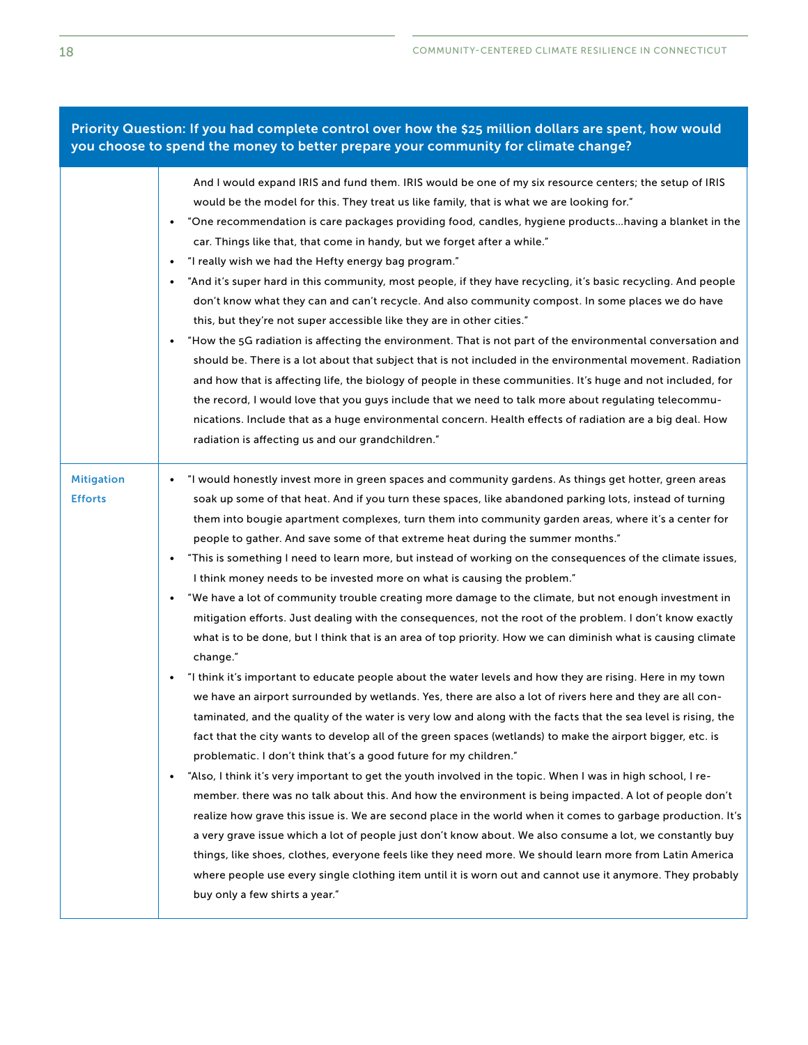| Priority Question: If you had complete control over how the $25 million dollars are spent, how would you choose to spend the money to better prepare your community for climate change? | |
|---|---|
| | And I would expand IRIS and fund them. IRIS would be one of my six resource centers; the setup of IRIS would be the model for this. They treat us like family, that is what we are looking for."<br>• "One recommendation is care packages providing food, candles, hygiene products...having a blanket in the car. Things like that, that come in handy, but we forget after a while."<br>• "I really wish we had the Hefty energy bag program."<br>• "And it's super hard in this community, most people, if they have recycling, it's basic recycling. And people don't know what they can and can't recycle. And also community compost. In some places we do have this, but they're not super accessible like they are in other cities."<br>• "How the 5G radiation is affecting the environment. That is not part of the environmental conversation and should be. There is a lot about that subject that is not included in the environmental movement. Radiation and how that is affecting life, the biology of people in these communities. It's huge and not included, for the record, I would love that you guys include that we need to talk more about regulating telecommunications. Include that as a huge environmental concern. Health effects of radiation are a big deal. How radiation is affecting us and our grandchildren." |
| **Mitigation Efforts** | • "I would honestly invest more in green spaces and community gardens. As things get hotter, green areas soak up some of that heat. And if you turn these spaces, like abandoned parking lots, instead of turning them into bougie apartment complexes, turn them into community garden areas, where it's a center for people to gather. And save some of that extreme heat during the summer months."<br>• "This is something I need to learn more, but instead of working on the consequences of the climate issues, I think money needs to be invested more on what is causing the problem."<br>• "We have a lot of community trouble creating more damage to the climate, but not enough investment in mitigation efforts. Just dealing with the consequences, not the root of the problem. I don't know exactly what is to be done, but I think that is an area of top priority. How we can diminish what is causing climate change."<br>• "I think it's important to educate people about the water levels and how they are rising. Here in my town we have an airport surrounded by wetlands. Yes, there are also a lot of rivers here and they are all contaminated, and the quality of the water is very low and along with the facts that the sea level is rising, the fact that the city wants to develop all of the green spaces (wetlands) to make the airport bigger, etc. is problematic. I don't think that's a good future for my children."<br>• "Also, I think it's very important to get the youth involved in the topic. When I was in high school, I remember. there was no talk about this. And how the environment is being impacted. A lot of people don't realize how grave this issue is. We are second place in the world when it comes to garbage production. It's a very grave issue which a lot of people just don't know about. We also consume a lot, we constantly buy things, like shoes, clothes, everyone feels like they need more. We should learn more from Latin America where people use every single clothing item until it is worn out and cannot use it anymore. They probably buy only a few shirts a year." |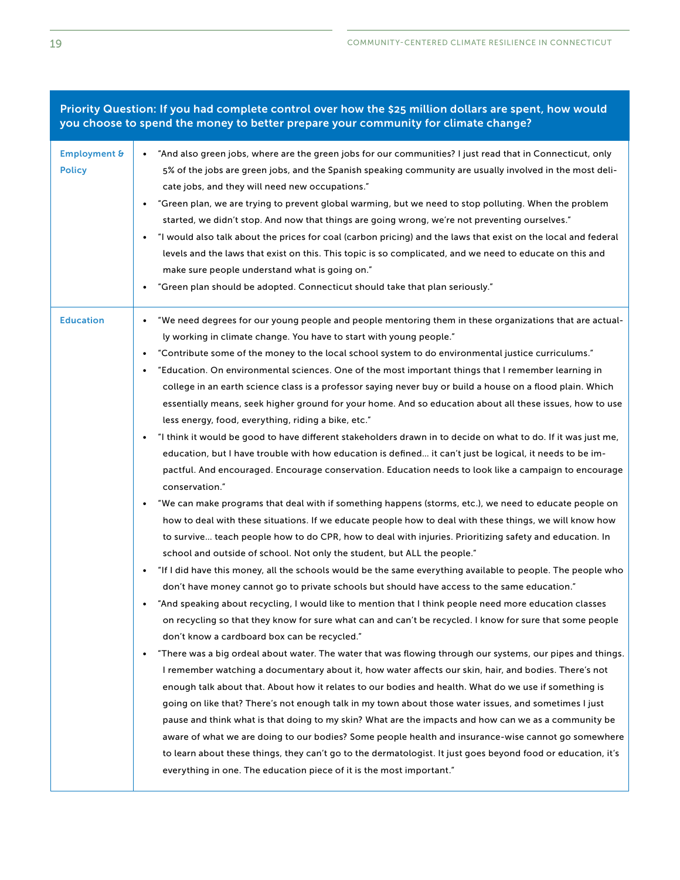| Priority Question: If you had complete control over how the $25 million dollars are spent, how would you choose to spend the money to better prepare your community for climate change? | |
|---|---|
| **Employment & Policy** | • "And also green jobs, where are the green jobs for our communities? I just read that in Connecticut, only 5% of the jobs are green jobs, and the Spanish speaking community are usually involved in the most delicate jobs, and they will need new occupations."<br>• "Green plan, we are trying to prevent global warming, but we need to stop polluting. When the problem started, we didn't stop. And now that things are going wrong, we're not preventing ourselves."<br>• "I would also talk about the prices for coal (carbon pricing) and the laws that exist on the local and federal levels and the laws that exist on this. This topic is so complicated, and we need to educate on this and make sure people understand what is going on."<br>• "Green plan should be adopted. Connecticut should take that plan seriously." |
| **Education** | • "We need degrees for our young people and people mentoring them in these organizations that are actually working in climate change. You have to start with young people."<br>• "Contribute some of the money to the local school system to do environmental justice curriculums."<br>• "Education. On environmental sciences. One of the most important things that I remember learning in college in an earth science class is a professor saying never buy or build a house on a flood plain. Which essentially means, seek higher ground for your home. And so education about all these issues, how to use less energy, food, everything, riding a bike, etc."<br>• "I think it would be good to have different stakeholders drawn in to decide on what to do. If it was just me, education, but I have trouble with how education is defined… it can't just be logical, it needs to be impactful. And encouraged. Encourage conservation. Education needs to look like a campaign to encourage conservation."<br>• "We can make programs that deal with if something happens (storms, etc.), we need to educate people on how to deal with these situations. If we educate people how to deal with these things, we will know how to survive… teach people how to do CPR, how to deal with injuries. Prioritizing safety and education. In school and outside of school. Not only the student, but ALL the people."<br>• "If I did have this money, all the schools would be the same everything available to people. The people who don't have money cannot go to private schools but should have access to the same education."<br>• "And speaking about recycling, I would like to mention that I think people need more education classes on recycling so that they know for sure what can and can't be recycled. I know for sure that some people don't know a cardboard box can be recycled."<br>• "There was a big ordeal about water. The water that was flowing through our systems, our pipes and things. I remember watching a documentary about it, how water affects our skin, hair, and bodies. There's not enough talk about that. About how it relates to our bodies and health. What do we use if something is going on like that? There's not enough talk in my town about those water issues, and sometimes I just pause and think what is that doing to my skin? What are the impacts and how can we as a community be aware of what we are doing to our bodies? Some people health and insurance-wise cannot go somewhere to learn about these things, they can't go to the dermatologist. It just goes beyond food or education, it's everything in one. The education piece of it is the most important." |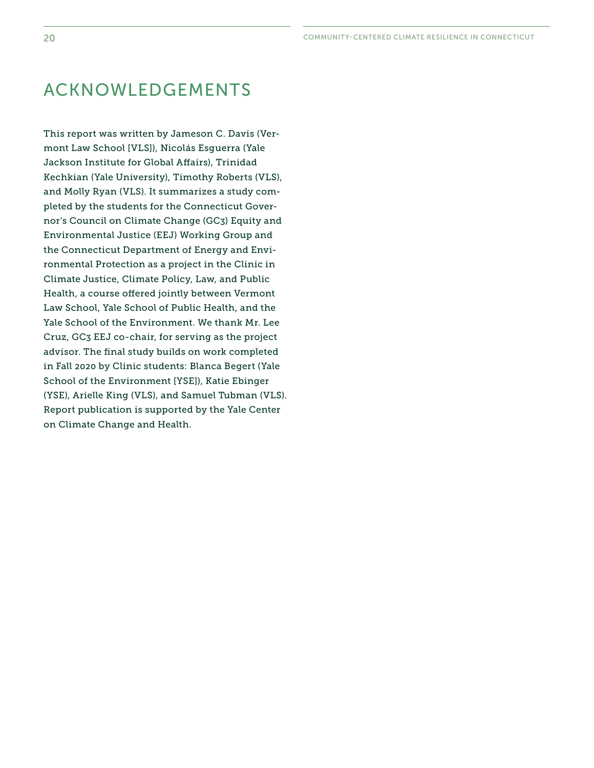# ACKNOWLEDGEMENTS

This report was written by Jameson C. Davis (Vermont Law School [VLS]), Nicolás Esguerra (Yale Jackson Institute for Global Affairs), Trinidad Kechkian (Yale University), Timothy Roberts (VLS), and Molly Ryan (VLS). It summarizes a study completed by the students for the Connecticut Governor's Council on Climate Change (GC3) Equity and Environmental Justice (EEJ) Working Group and the Connecticut Department of Energy and Environmental Protection as a project in the Clinic in Climate Justice, Climate Policy, Law, and Public Health, a course offered jointly between Vermont Law School, Yale School of Public Health, and the Yale School of the Environment. We thank Mr. Lee Cruz, GC3 EEJ co-chair, for serving as the project advisor. The final study builds on work completed in Fall 2020 by Clinic students: Blanca Begert (Yale School of the Environment [YSE]), Katie Ebinger (YSE), Arielle King (VLS), and Samuel Tubman (VLS). Report publication is supported by the Yale Center on Climate Change and Health.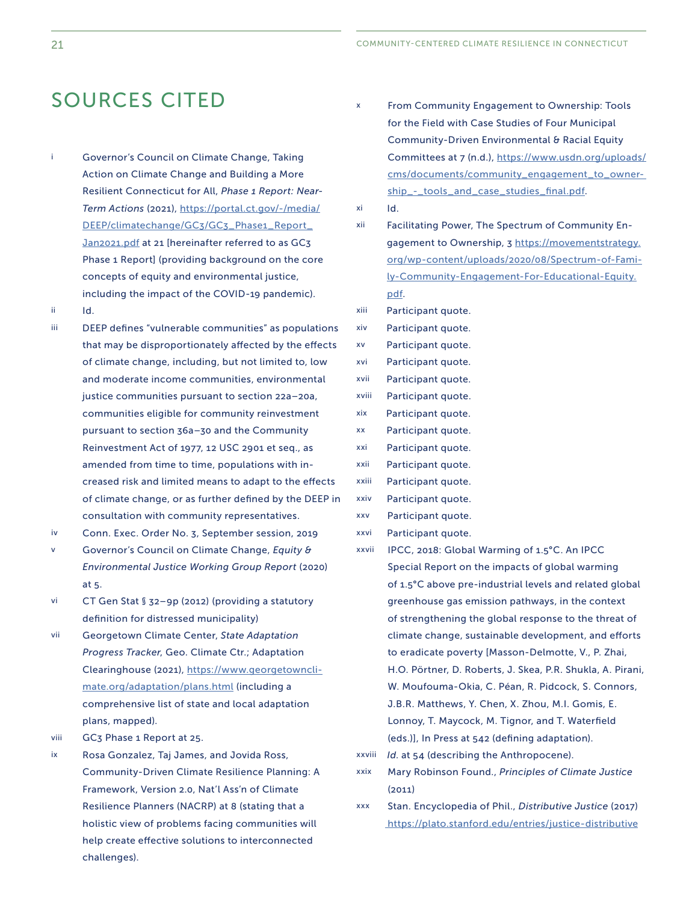# SOURCES CITED

i Governor's Council on Climate Change, Taking Action on Climate Change and Building a More Resilient Connecticut for All, *Phase 1 Report: Near-Term Actions* (2021), https://portal.ct.gov/-/media/DEEP/climatechange/GC3/GC3_Phase1_Report_Jan2021.pdf at 21 [hereinafter referred to as GC3 Phase 1 Report] (providing background on the core concepts of equity and environmental justice, including the impact of the COVID-19 pandemic).

ii Id.

iii DEEP defines "vulnerable communities" as populations that may be disproportionately affected by the effects of climate change, including, but not limited to, low and moderate income communities, environmental justice communities pursuant to section 22a–20a, communities eligible for community reinvestment pursuant to section 36a–30 and the Community Reinvestment Act of 1977, 12 USC 2901 et seq., as amended from time to time, populations with increased risk and limited means to adapt to the effects of climate change, or as further defined by the DEEP in consultation with community representatives.

iv Conn. Exec. Order No. 3, September session, 2019

v Governor's Council on Climate Change, *Equity & Environmental Justice Working Group Report* (2020) at 5.

vi CT Gen Stat § 32–9p (2012) (providing a statutory definition for distressed municipality)

vii Georgetown Climate Center, *State Adaptation Progress Tracker*, Geo. Climate Ctr.; Adaptation Clearinghouse (2021), https://www.georgetownclimate.org/adaptation/plans.html (including a comprehensive list of state and local adaptation plans, mapped).

viii GC3 Phase 1 Report at 25.

ix Rosa Gonzalez, Taj James, and Jovida Ross, Community-Driven Climate Resilience Planning: A Framework, Version 2.0, Nat'l Ass'n of Climate Resilience Planners (NACRP) at 8 (stating that a holistic view of problems facing communities will help create effective solutions to interconnected challenges).

x From Community Engagement to Ownership: Tools for the Field with Case Studies of Four Municipal Community-Driven Environmental & Racial Equity Committees at 7 (n.d.), https://www.usdn.org/uploads/cms/documents/community_engagement_to_ownership_-_tools_and_case_studies_final.pdf.

xi Id.

xii Facilitating Power, The Spectrum of Community Engagement to Ownership, 3 https://movementstrategy.org/wp-content/uploads/2020/08/Spectrum-of-Family-Community-Engagement-For-Educational-Equity.pdf.

xiii Participant quote.

xiv Participant quote.

xv Participant quote.

xvi Participant quote.

xvii Participant quote.

xviii Participant quote.

xix Participant quote.

xx Participant quote.

xxi Participant quote.

xxii Participant quote.

xxiii Participant quote.

xxiv Participant quote.

xxv Participant quote.

xxvi Participant quote.

xxvii IPCC, 2018: Global Warming of 1.5°C. An IPCC Special Report on the impacts of global warming of 1.5°C above pre-industrial levels and related global greenhouse gas emission pathways, in the context of strengthening the global response to the threat of climate change, sustainable development, and efforts to eradicate poverty [Masson-Delmotte, V., P. Zhai, H.O. Pörtner, D. Roberts, J. Skea, P.R. Shukla, A. Pirani, W. Moufouma-Okia, C. Péan, R. Pidcock, S. Connors, J.B.R. Matthews, Y. Chen, X. Zhou, M.I. Gomis, E. Lonnoy, T. Maycock, M. Tignor, and T. Waterfield (eds.)], In Press at 542 (defining adaptation).

xxviii *Id.* at 54 (describing the Anthropocene).

xxix Mary Robinson Found., *Principles of Climate Justice* (2011)

xxx Stan. Encyclopedia of Phil., *Distributive Justice* (2017) https://plato.stanford.edu/entries/justice-distributive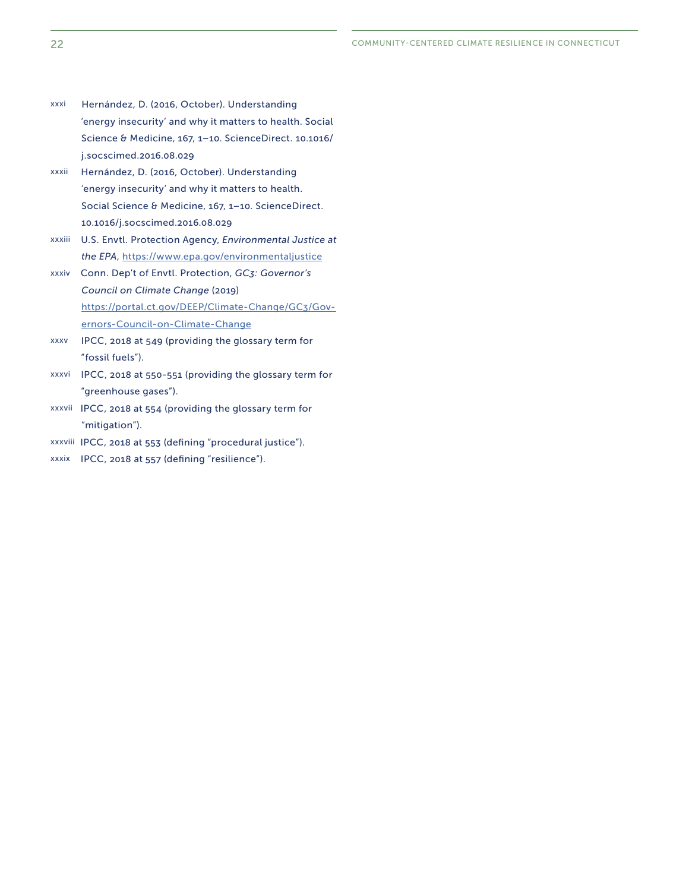xxxi Hernández, D. (2016, October). Understanding 'energy insecurity' and why it matters to health. Social Science & Medicine, 167, 1–10. ScienceDirect. 10.1016/j.socscimed.2016.08.029

xxxii Hernández, D. (2016, October). Understanding 'energy insecurity' and why it matters to health. Social Science & Medicine, 167, 1–10. ScienceDirect. 10.1016/j.socscimed.2016.08.029

xxxiii U.S. Envtl. Protection Agency, *Environmental Justice at the EPA*, https://www.epa.gov/environmentaljustice

xxxiv Conn. Dep't of Envtl. Protection, *GC3: Governor's Council on Climate Change* (2019) https://portal.ct.gov/DEEP/Climate-Change/GC3/Governors-Council-on-Climate-Change

xxxv IPCC, 2018 at 549 (providing the glossary term for "fossil fuels").

xxxvi IPCC, 2018 at 550-551 (providing the glossary term for "greenhouse gases").

xxxvii IPCC, 2018 at 554 (providing the glossary term for "mitigation").

xxxviii IPCC, 2018 at 553 (defining "procedural justice").

xxxix IPCC, 2018 at 557 (defining "resilience").